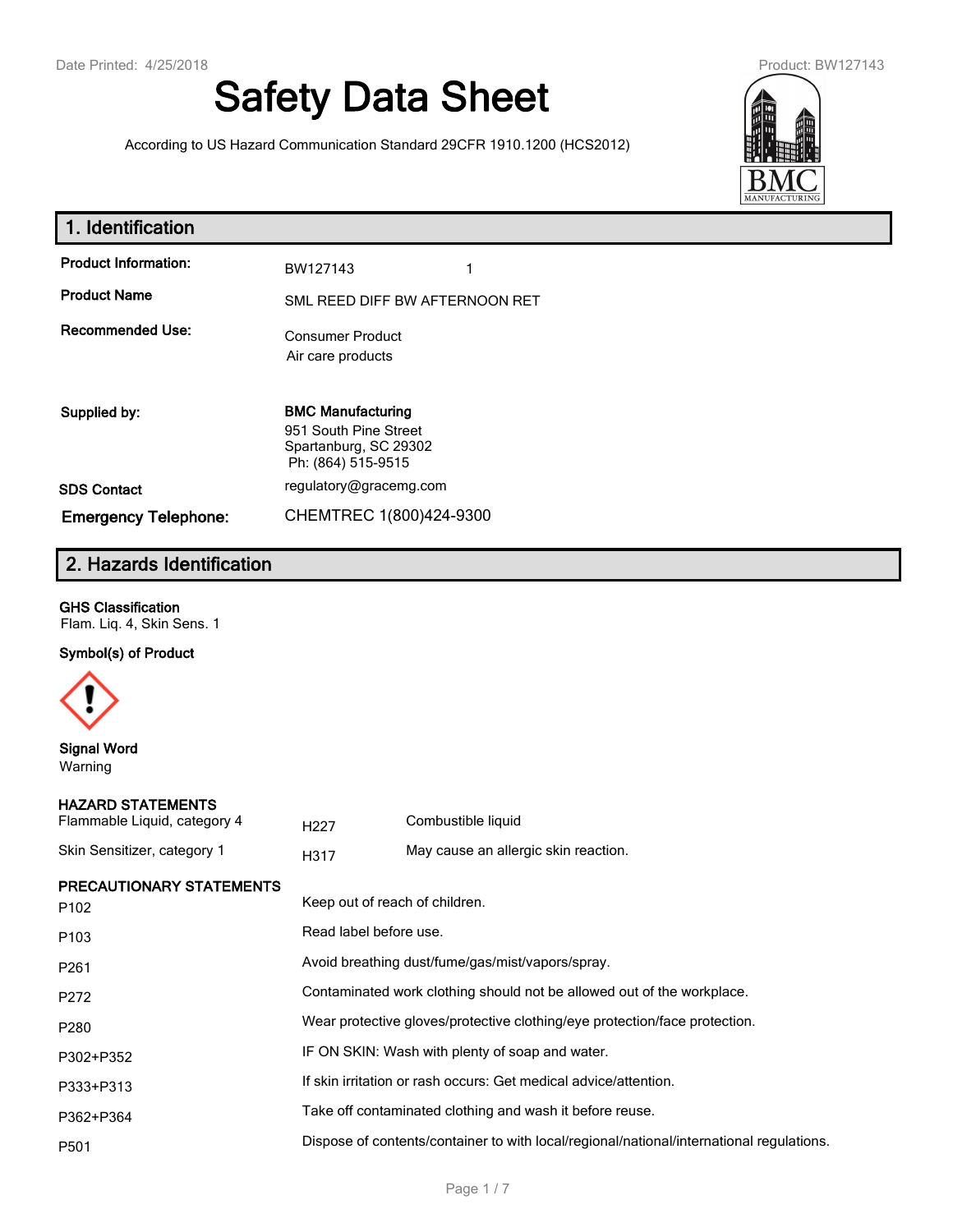# Safety Data Sheet

According to US Hazard Communication Standard 29CFR 1910.1200 (HCS2012)

## 1. Identification

| | |
|---|---|
| **Product Information:** | BW127143 1 |
| **Product Name** | SML REED DIFF BW AFTERNOON RET |
| **Recommended Use:** | Consumer Product<br>Air care products |
| **Supplied by:** | **BMC Manufacturing**<br>951 South Pine Street<br>Spartanburg, SC 29302<br>Ph: (864) 515-9515 |
| **SDS Contact** | regulatory@gracemg.com |
| **Emergency Telephone:** | CHEMTREC 1(800)424-9300 |

## 2. Hazards Identification

**GHS Classification**

Flam. Liq. 4, Skin Sens. 1

**Symbol(s) of Product**

**Signal Word**

Warning

**HAZARD STATEMENTS**

| | | |
|---|---|---|
| Flammable Liquid, category 4 | H227 | Combustible liquid |
| Skin Sensitizer, category 1 | H317 | May cause an allergic skin reaction. |

**PRECAUTIONARY STATEMENTS**

| | |
|---|---|
| P102 | Keep out of reach of children. |
| P103 | Read label before use. |
| P261 | Avoid breathing dust/fume/gas/mist/vapors/spray. |
| P272 | Contaminated work clothing should not be allowed out of the workplace. |
| P280 | Wear protective gloves/protective clothing/eye protection/face protection. |
| P302+P352 | IF ON SKIN: Wash with plenty of soap and water. |
| P333+P313 | If skin irritation or rash occurs: Get medical advice/attention. |
| P362+P364 | Take off contaminated clothing and wash it before reuse. |
| P501 | Dispose of contents/container to with local/regional/national/international regulations. |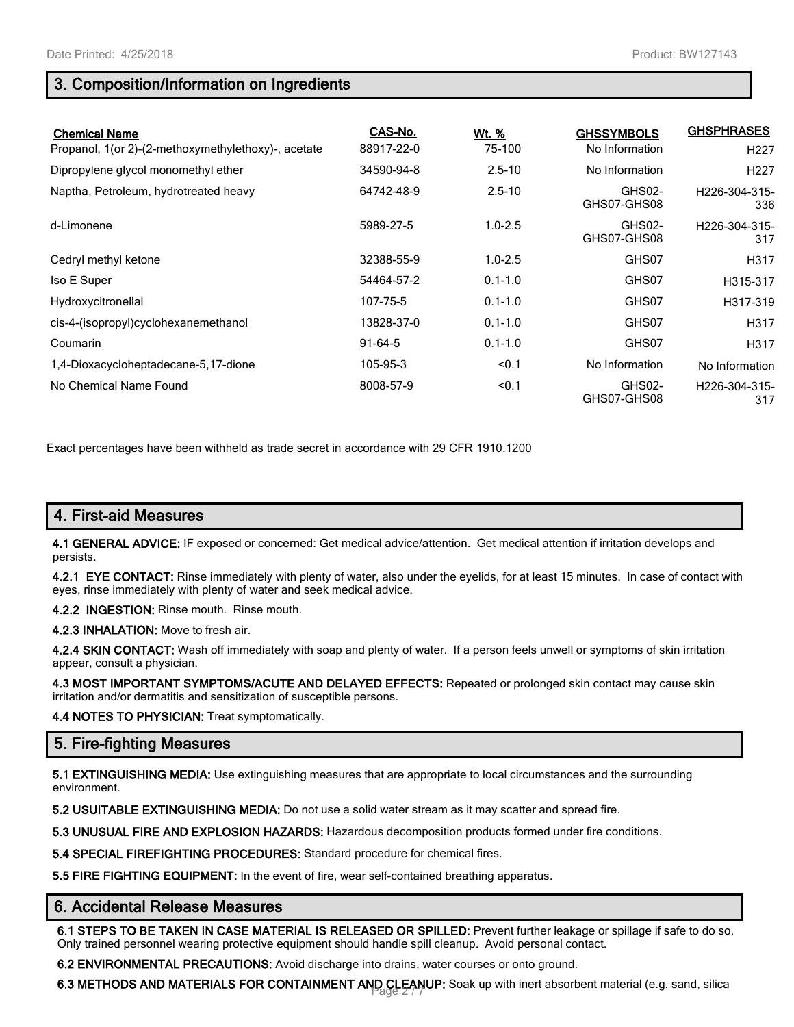## 3. Composition/Information on Ingredients

| Chemical Name | CAS-No. | Wt. % | GHSSYMBOLS | GHSPHRASES |
|---|---|---|---|---|
| Propanol, 1(or 2)-(2-methoxymethylethoxy)-, acetate | 88917-22-0 | 75-100 | No Information | H227 |
| Dipropylene glycol monomethyl ether | 34590-94-8 | 2.5-10 | No Information | H227 |
| Naptha, Petroleum, hydrotreated heavy | 64742-48-9 | 2.5-10 | GHS02-GHS07-GHS08 | H226-304-315-336 |
| d-Limonene | 5989-27-5 | 1.0-2.5 | GHS02-GHS07-GHS08 | H226-304-315-317 |
| Cedryl methyl ketone | 32388-55-9 | 1.0-2.5 | GHS07 | H317 |
| Iso E Super | 54464-57-2 | 0.1-1.0 | GHS07 | H315-317 |
| Hydroxycitronellal | 107-75-5 | 0.1-1.0 | GHS07 | H317-319 |
| cis-4-(isopropyl)cyclohexanemethanol | 13828-37-0 | 0.1-1.0 | GHS07 | H317 |
| Coumarin | 91-64-5 | 0.1-1.0 | GHS07 | H317 |
| 1,4-Dioxacycloheptadecane-5,17-dione | 105-95-3 | <0.1 | No Information | No Information |
| No Chemical Name Found | 8008-57-9 | <0.1 | GHS02-GHS07-GHS08 | H226-304-315-317 |

Exact percentages have been withheld as trade secret in accordance with 29 CFR 1910.1200

## 4. First-aid Measures

**4.1 GENERAL ADVICE:** IF exposed or concerned: Get medical advice/attention. Get medical attention if irritation develops and persists.

**4.2.1 EYE CONTACT:** Rinse immediately with plenty of water, also under the eyelids, for at least 15 minutes. In case of contact with eyes, rinse immediately with plenty of water and seek medical advice.

**4.2.2 INGESTION:** Rinse mouth. Rinse mouth.

**4.2.3 INHALATION:** Move to fresh air.

**4.2.4 SKIN CONTACT:** Wash off immediately with soap and plenty of water. If a person feels unwell or symptoms of skin irritation appear, consult a physician.

**4.3 MOST IMPORTANT SYMPTOMS/ACUTE AND DELAYED EFFECTS:** Repeated or prolonged skin contact may cause skin irritation and/or dermatitis and sensitization of susceptible persons.

**4.4 NOTES TO PHYSICIAN:** Treat symptomatically.

## 5. Fire-fighting Measures

**5.1 EXTINGUISHING MEDIA:** Use extinguishing measures that are appropriate to local circumstances and the surrounding environment.

**5.2 USUITABLE EXTINGUISHING MEDIA:** Do not use a solid water stream as it may scatter and spread fire.

**5.3 UNUSUAL FIRE AND EXPLOSION HAZARDS:** Hazardous decomposition products formed under fire conditions.

**5.4 SPECIAL FIREFIGHTING PROCEDURES:** Standard procedure for chemical fires.

**5.5 FIRE FIGHTING EQUIPMENT:** In the event of fire, wear self-contained breathing apparatus.

## 6. Accidental Release Measures

**6.1 STEPS TO BE TAKEN IN CASE MATERIAL IS RELEASED OR SPILLED:** Prevent further leakage or spillage if safe to do so. Only trained personnel wearing protective equipment should handle spill cleanup. Avoid personal contact.

**6.2 ENVIRONMENTAL PRECAUTIONS:** Avoid discharge into drains, water courses or onto ground.

**6.3 METHODS AND MATERIALS FOR CONTAINMENT AND CLEANUP:** Soak up with inert absorbent material (e.g. sand, silica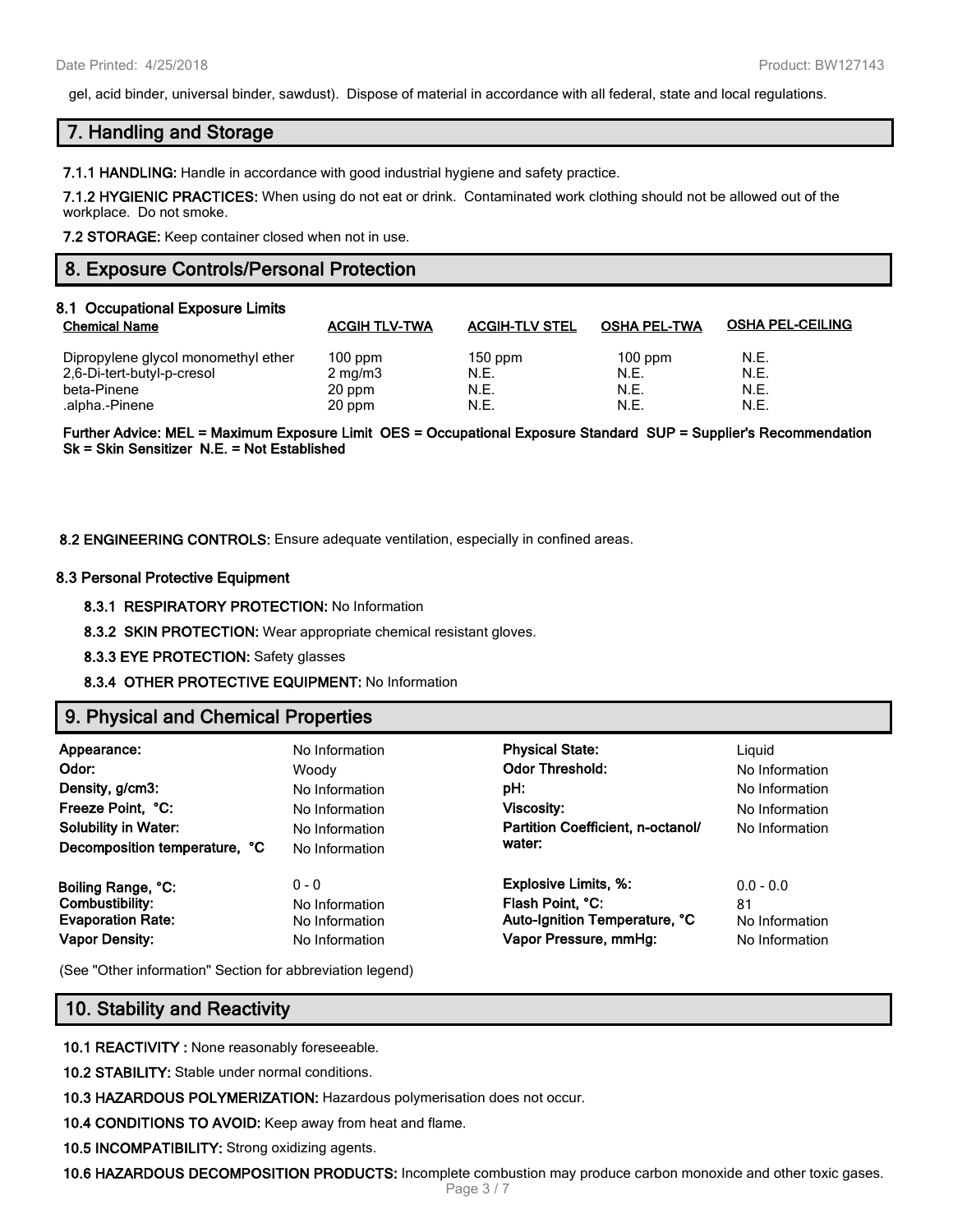gel, acid binder, universal binder, sawdust). Dispose of material in accordance with all federal, state and local regulations.

## 7. Handling and Storage

**7.1.1 HANDLING:** Handle in accordance with good industrial hygiene and safety practice.

**7.1.2 HYGIENIC PRACTICES:** When using do not eat or drink. Contaminated work clothing should not be allowed out of the workplace. Do not smoke.

**7.2 STORAGE:** Keep container closed when not in use.

## 8. Exposure Controls/Personal Protection

### 8.1 Occupational Exposure Limits

| Chemical Name | ACGIH TLV-TWA | ACGIH-TLV STEL | OSHA PEL-TWA | OSHA PEL-CEILING |
|---|---|---|---|---|
| Dipropylene glycol monomethyl ether | 100 ppm | 150 ppm | 100 ppm | N.E. |
| 2,6-Di-tert-butyl-p-cresol | 2 mg/m3 | N.E. | N.E. | N.E. |
| beta-Pinene | 20 ppm | N.E. | N.E. | N.E. |
| .alpha.-Pinene | 20 ppm | N.E. | N.E. | N.E. |

**Further Advice: MEL = Maximum Exposure Limit OES = Occupational Exposure Standard SUP = Supplier's Recommendation Sk = Skin Sensitizer N.E. = Not Established**

**8.2 ENGINEERING CONTROLS:** Ensure adequate ventilation, especially in confined areas.

### 8.3 Personal Protective Equipment

**8.3.1 RESPIRATORY PROTECTION:** No Information

**8.3.2 SKIN PROTECTION:** Wear appropriate chemical resistant gloves.

**8.3.3 EYE PROTECTION:** Safety glasses

**8.3.4 OTHER PROTECTIVE EQUIPMENT:** No Information

## 9. Physical and Chemical Properties

| | | | |
|---|---|---|---|
| **Appearance:** | No Information | **Physical State:** | Liquid |
| **Odor:** | Woody | **Odor Threshold:** | No Information |
| **Density, g/cm3:** | No Information | **pH:** | No Information |
| **Freeze Point, °C:** | No Information | **Viscosity:** | No Information |
| **Solubility in Water:** | No Information | **Partition Coefficient, n-octanol/ water:** | No Information |
| **Decomposition temperature, °C** | No Information | | |
| **Boiling Range, °C:** | 0 - 0 | **Explosive Limits, %:** | 0.0 - 0.0 |
| **Combustibility:** | No Information | **Flash Point, °C:** | 81 |
| **Evaporation Rate:** | No Information | **Auto-Ignition Temperature, °C** | No Information |
| **Vapor Density:** | No Information | **Vapor Pressure, mmHg:** | No Information |

(See "Other information" Section for abbreviation legend)

## 10. Stability and Reactivity

**10.1 REACTIVITY :** None reasonably foreseeable.

**10.2 STABILITY:** Stable under normal conditions.

**10.3 HAZARDOUS POLYMERIZATION:** Hazardous polymerisation does not occur.

**10.4 CONDITIONS TO AVOID:** Keep away from heat and flame.

**10.5 INCOMPATIBILITY:** Strong oxidizing agents.

**10.6 HAZARDOUS DECOMPOSITION PRODUCTS:** Incomplete combustion may produce carbon monoxide and other toxic gases.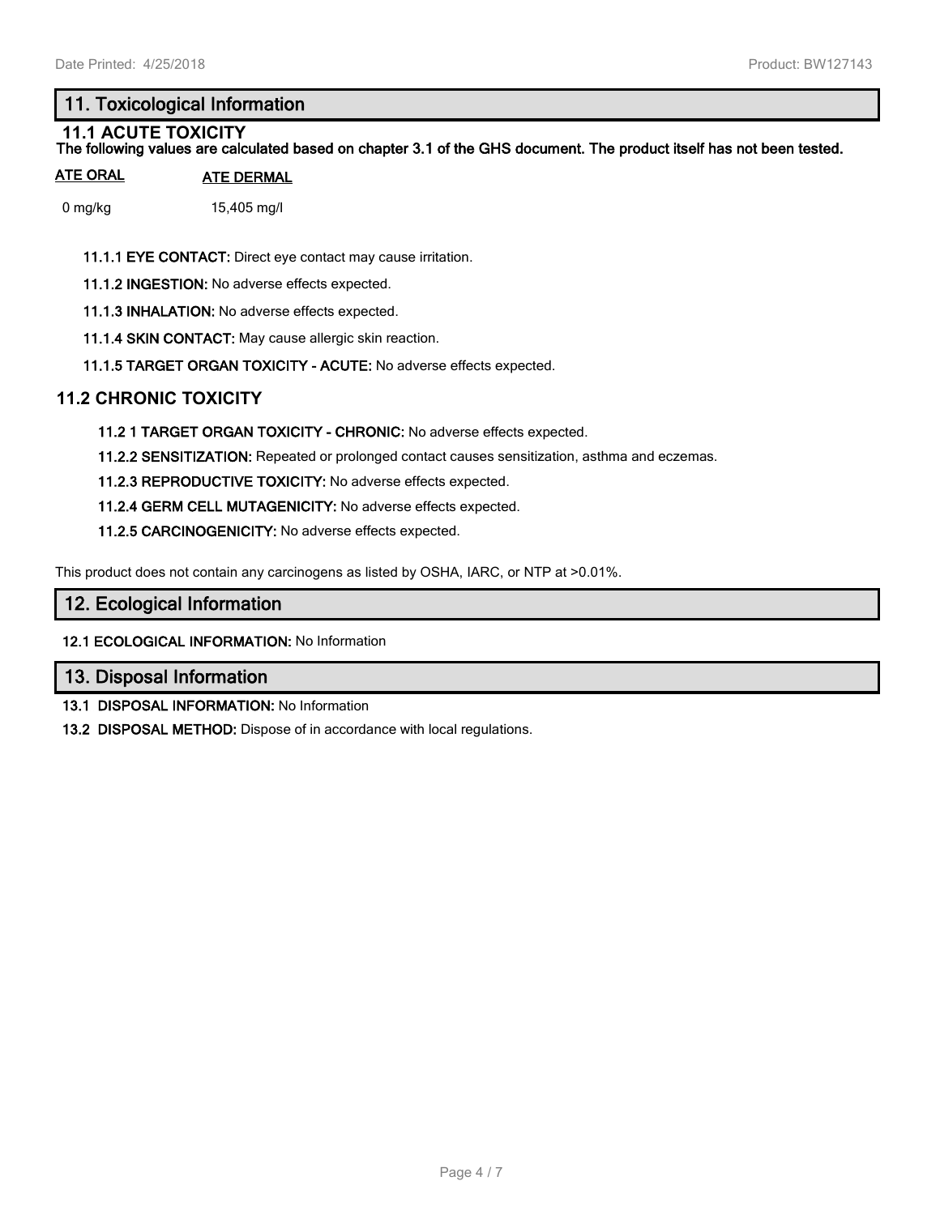## 11. Toxicological Information

### 11.1 ACUTE TOXICITY

**The following values are calculated based on chapter 3.1 of the GHS document. The product itself has not been tested.**

| ATE ORAL | ATE DERMAL |
|---|---|
| 0 mg/kg | 15,405 mg/l |

**11.1.1 EYE CONTACT:** Direct eye contact may cause irritation.

**11.1.2 INGESTION:** No adverse effects expected.

**11.1.3 INHALATION:** No adverse effects expected.

**11.1.4 SKIN CONTACT:** May cause allergic skin reaction.

**11.1.5 TARGET ORGAN TOXICITY - ACUTE:** No adverse effects expected.

### 11.2 CHRONIC TOXICITY

**11.2 1 TARGET ORGAN TOXICITY - CHRONIC:** No adverse effects expected.

**11.2.2 SENSITIZATION:** Repeated or prolonged contact causes sensitization, asthma and eczemas.

**11.2.3 REPRODUCTIVE TOXICITY:** No adverse effects expected.

**11.2.4 GERM CELL MUTAGENICITY:** No adverse effects expected.

**11.2.5 CARCINOGENICITY:** No adverse effects expected.

This product does not contain any carcinogens as listed by OSHA, IARC, or NTP at >0.01%.

## 12. Ecological Information

**12.1 ECOLOGICAL INFORMATION:** No Information

## 13. Disposal Information

**13.1 DISPOSAL INFORMATION:** No Information

**13.2 DISPOSAL METHOD:** Dispose of in accordance with local regulations.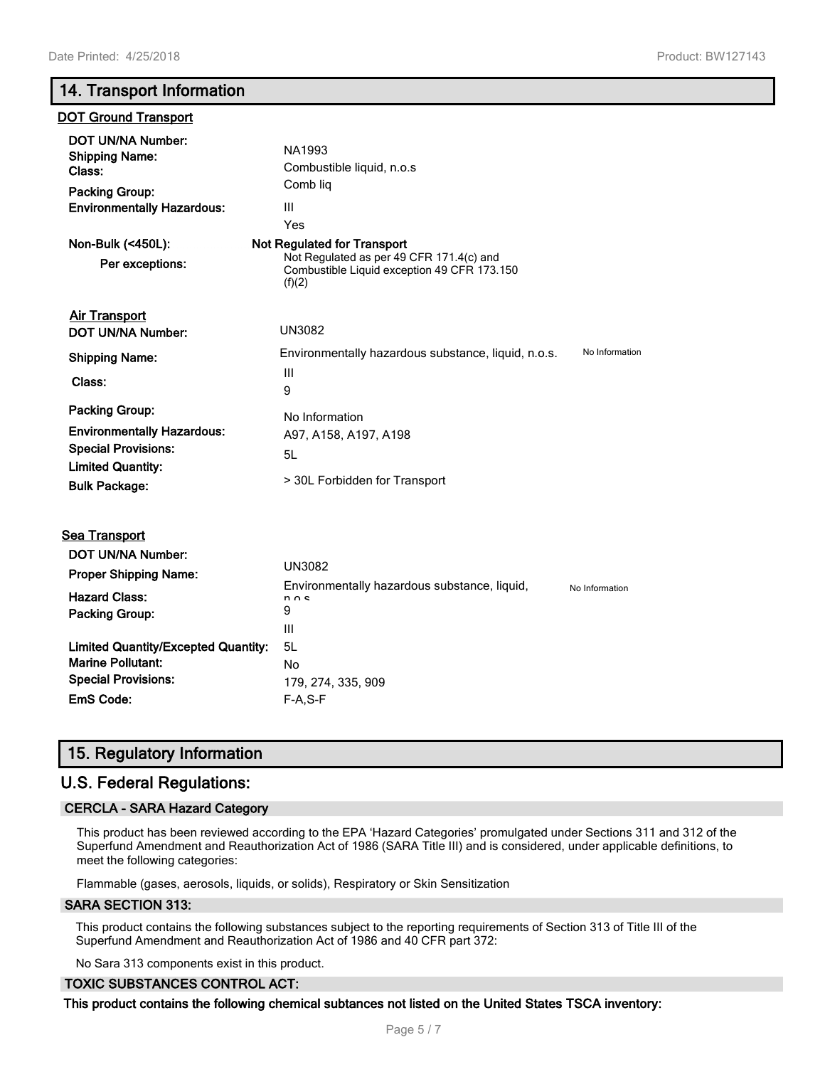## 14. Transport Information

### DOT Ground Transport

| | |
|---|---|
| **DOT UN/NA Number:** | NA1993 |
| **Shipping Name:** | Combustible liquid, n.o.s |
| **Class:** | Comb liq |
| **Packing Group:** | III |
| **Environmentally Hazardous:** | Yes |
| **Non-Bulk (<450L):** | **Not Regulated for Transport** |
| **Per exceptions:** | Not Regulated as per 49 CFR 171.4(c) and Combustible Liquid exception 49 CFR 173.150 (f)(2) |

### Air Transport

| | | |
|---|---|---|
| **DOT UN/NA Number:** | UN3082 | |
| **Shipping Name:** | Environmentally hazardous substance, liquid, n.o.s. | No Information |
| **Class:** | III | |
| | 9 | |
| **Packing Group:** | No Information | |
| **Environmentally Hazardous:** | A97, A158, A197, A198 | |
| **Special Provisions:** | 5L | |
| **Limited Quantity:** | > 30L Forbidden for Transport | |
| **Bulk Package:** | | |

### Sea Transport

| | | |
|---|---|---|
| **DOT UN/NA Number:** | UN3082 | |
| **Proper Shipping Name:** | Environmentally hazardous substance, liquid, n.o.s | No Information |
| **Hazard Class:** | 9 | |
| **Packing Group:** | III | |
| **Limited Quantity/Excepted Quantity:** | 5L | |
| **Marine Pollutant:** | No | |
| **Special Provisions:** | 179, 274, 335, 909 | |
| **EmS Code:** | F-A,S-F | |

## 15. Regulatory Information

## U.S. Federal Regulations:

### CERCLA - SARA Hazard Category

This product has been reviewed according to the EPA 'Hazard Categories' promulgated under Sections 311 and 312 of the Superfund Amendment and Reauthorization Act of 1986 (SARA Title III) and is considered, under applicable definitions, to meet the following categories:

Flammable (gases, aerosols, liquids, or solids), Respiratory or Skin Sensitization

### SARA SECTION 313:

This product contains the following substances subject to the reporting requirements of Section 313 of Title III of the Superfund Amendment and Reauthorization Act of 1986 and 40 CFR part 372:

No Sara 313 components exist in this product.

### TOXIC SUBSTANCES CONTROL ACT:

**This product contains the following chemical subtances not listed on the United States TSCA inventory:**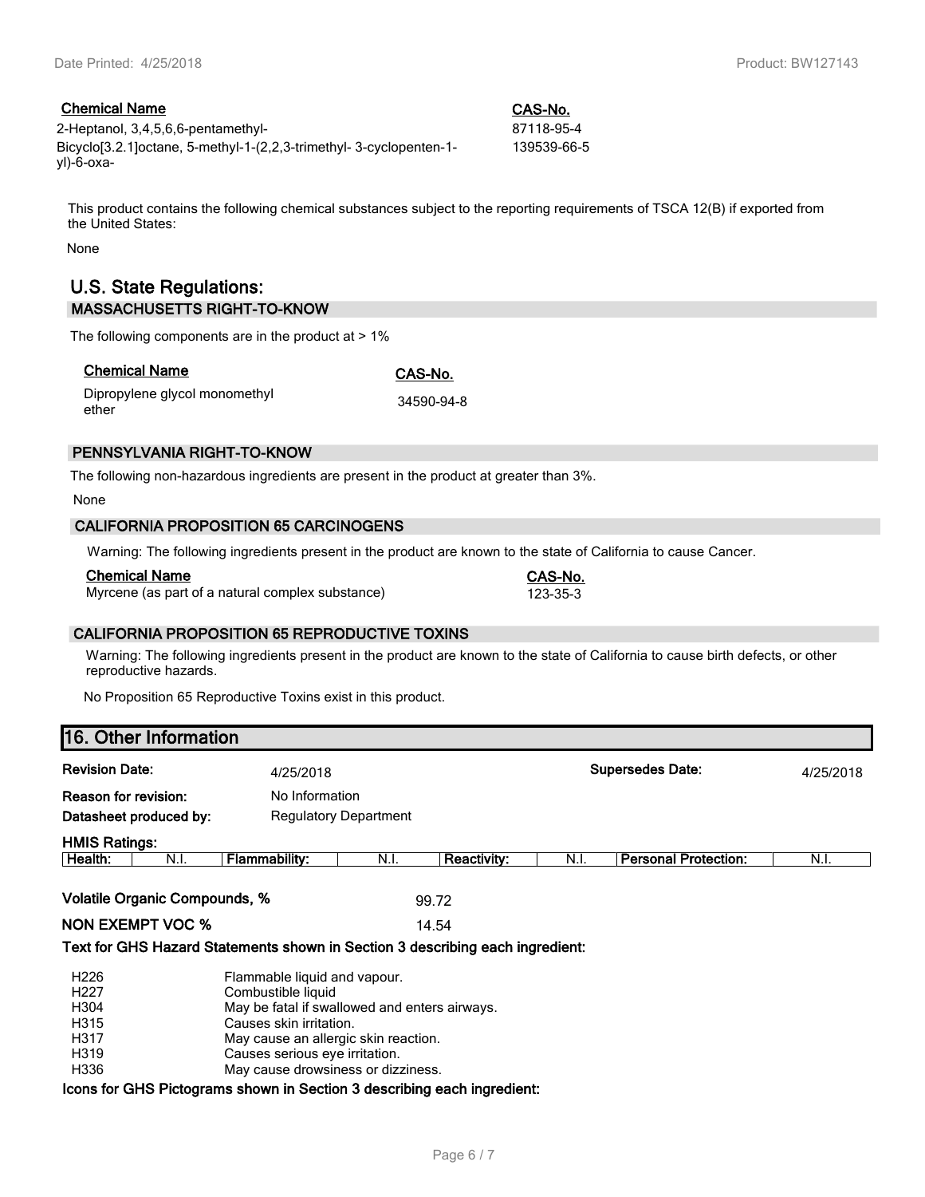| Chemical Name | CAS-No. |
| --- | --- |
| 2-Heptanol, 3,4,5,6,6-pentamethyl- | 87118-95-4 |
| Bicyclo[3.2.1]octane, 5-methyl-1-(2,2,3-trimethyl- 3-cyclopenten-1-yl)-6-oxa- | 139539-66-5 |

This product contains the following chemical substances subject to the reporting requirements of TSCA 12(B) if exported from the United States:

None

## U.S. State Regulations:

### MASSACHUSETTS RIGHT-TO-KNOW

The following components are in the product at > 1%

| Chemical Name | CAS-No. |
| --- | --- |
| Dipropylene glycol monomethyl ether | 34590-94-8 |

### PENNSYLVANIA RIGHT-TO-KNOW

The following non-hazardous ingredients are present in the product at greater than 3%.

None

### CALIFORNIA PROPOSITION 65 CARCINOGENS

Warning: The following ingredients present in the product are known to the state of California to cause Cancer.

| Chemical Name | CAS-No. |
| --- | --- |
| Myrcene (as part of a natural complex substance) | 123-35-3 |

### CALIFORNIA PROPOSITION 65 REPRODUCTIVE TOXINS

Warning: The following ingredients present in the product are known to the state of California to cause birth defects, or other reproductive hazards.

No Proposition 65 Reproductive Toxins exist in this product.

## 16. Other Information

**Revision Date:** 4/25/2018 **Supersedes Date:** 4/25/2018

**Reason for revision:** No Information

**Datasheet produced by:** Regulatory Department

**HMIS Ratings:**

| Health: | N.I. | Flammability: | N.I. | Reactivity: | N.I. | Personal Protection: | N.I. |
| --- | --- | --- | --- | --- | --- | --- | --- |

**Volatile Organic Compounds, %** 99.72

**NON EXEMPT VOC %** 14.54

**Text for GHS Hazard Statements shown in Section 3 describing each ingredient:**

| | |
| --- | --- |
| H226 | Flammable liquid and vapour. |
| H227 | Combustible liquid |
| H304 | May be fatal if swallowed and enters airways. |
| H315 | Causes skin irritation. |
| H317 | May cause an allergic skin reaction. |
| H319 | Causes serious eye irritation. |
| H336 | May cause drowsiness or dizziness. |

**Icons for GHS Pictograms shown in Section 3 describing each ingredient:**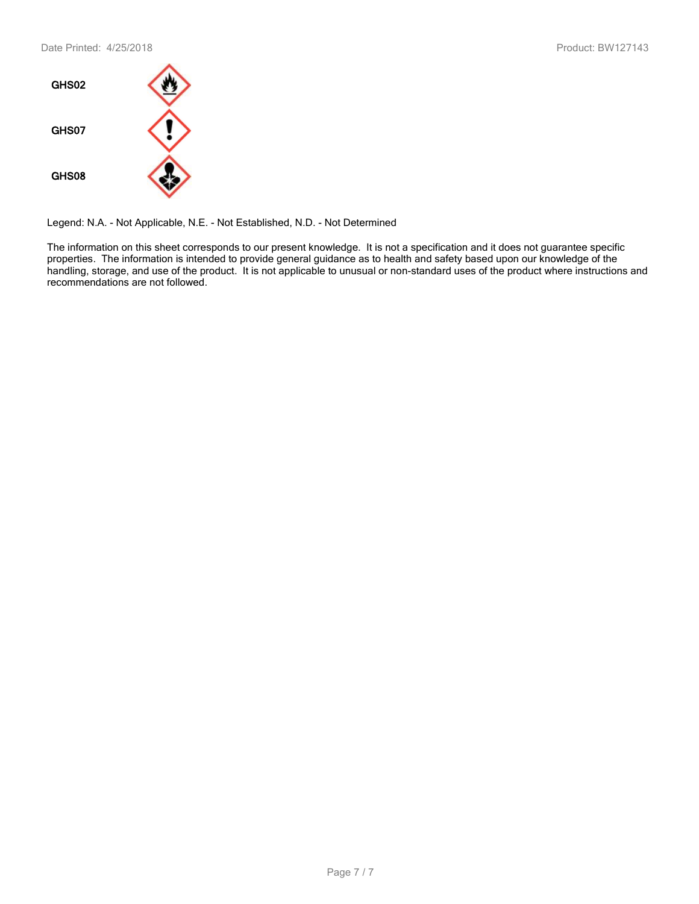**GHS02**

**GHS07**

**GHS08**

Legend: N.A. - Not Applicable, N.E. - Not Established, N.D. - Not Determined

The information on this sheet corresponds to our present knowledge. It is not a specification and it does not guarantee specific properties. The information is intended to provide general guidance as to health and safety based upon our knowledge of the handling, storage, and use of the product. It is not applicable to unusual or non-standard uses of the product where instructions and recommendations are not followed.